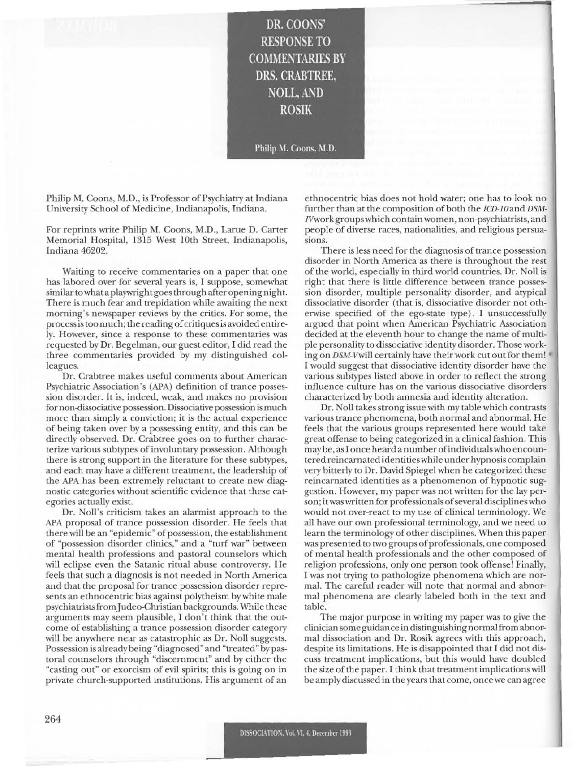# DR. COONS' RESPONSE TO COMMENTARIES BY DRS. CRABTREE, NOLL, AND ROSIK

Philip M. Coons, M.D.

Philip M. Coons, M.D., is Professor of Psychiatry at Indiana University School of Medicine, Indianapolis, Indiana.

For reprints write Philip M. Coons, M.D., Larue D. Carter Memorial Hospital, 1315 West 10th Street, Indianapolis, Indiana 46202.

Waiting to receive commentaries on a paper that one has labored over for several years is, I suppose, somewhat similar to what a playwright goes through after opening night. There is much fear and trepidation while awaiting the next morning's newspaper reviews by the critics. For some, the process is too much; the reading of critiques is avoided entirely. However, since a response to these commentaries was requested by Dr. Begelman, our guest editor, I did read the three commentaries provided by my distinguished colleagues.

Dr. Crabtree makes useful comments about American Psychiatric Association's (APA) definition of trance possession disorder. It is, indeed, weak, and makes no provision for non-dissociative possession. Dissociative possession is much more than simply a conviction; it is the actual experience of being taken over by a possessing entity, and this can be directly observed. Dr. Crabtree goes on to further characterize various subtypes of involuntary possession. Although there is strong support in the literature for these subtypes, and each may have a different treatment, the leadership of the APA has been extremely reluctant to create new diagnostic categories without scientific evidence that these categories actually exist.

Dr. Noll's criticism takes an alarmist approach to the APA proposal of trance possession disorder. He feels that there will be an "epidemic" of possession, the establishment of "possession disorder clinics," and a "turf war" between mental health professions and pastoral counselors which will eclipse even the Satanic ritual abuse controversy. He feels that such a diagnosis is not needed in North America and that the proposal for trance possession disorder represents an ethnocentric bias against polytheism by white male psychiatrists from Judeo-Christian backgrounds. While these arguments may seem plausible, I don't think that the outcome of establishing a trance possession disorder category will be anywhere near as catastrophic as Dr. Noll suggests. Possession is already being "diagnosed" and "treated" by pastoral counselors through "discernment" and by either the "casting out" or exorcism of evil spirits; this is going on in private church-supported institutions. His argument of an ethnocentric bias does not hold water; one has to look no further than at the composition of both the *ICD-10* and *DSM-IV* work groups which contain women, non-psychiatrists, and people of diverse races, nationalities, and religious persuasions.

There is less need for the diagnosis of trance possession disorder in North America as there is throughout the rest of the world, especially in third world countries. Dr. Noll is right that there is little difference between trance possession disorder, multiple personality disorder, and atypical dissociative disorder (that is, dissociative disorder not otherwise specified of the ego-state type). I unsuccessfully argued that point when American Psychiatric Association decided at the eleventh hour to change the name of multiple personality to dissociative identity disorder. Those working on *DSM-V* will certainly have their work cut out for them! I would suggest that dissociative identity disorder have the various subtypes listed above in order to reflect the strong influence culture has on the various dissociative disorders characterized by both amnesia and identity alteration.

Dr. Noll takes strong issue with my table which contrasts various trance phenomena, both normal and abnormal. He feels that the various groups represented here would take great offense to being categorized in a clinical fashion. This may be, as I once heard a number of individuals who encountered reincarnated identities while under hypnosis complain very bitterly to Dr. David Spiegel when he categorized these reincarnated identities as a phenomenon of hypnotic suggestion. However, my paper was not written for the lay person; it was written for professionals of several disciplines who would not over-react to my use of clinical terminology. We all have our own professional terminology, and we need to learn the terminology of other disciplines. When this paper was presented to two groups of professionals, one composed of mental health professionals and the other composed of religion professions, only one person took offense! Finally, I was not trying to pathologize phenomena which are normal. The careful reader will note that normal and abnormal phenomena are clearly labeled both in the text and table.

The major purpose in writing my paper was to give the clinician some guidance in distinguishing normal from abnormal dissociation and Dr. Rosik agrees with this approach, despite its limitations. He is disappointed that I did not discuss treatment implications, but this would have doubled the size of the paper. I think that treatment implications will be amply discussed in the years that come, once we can agree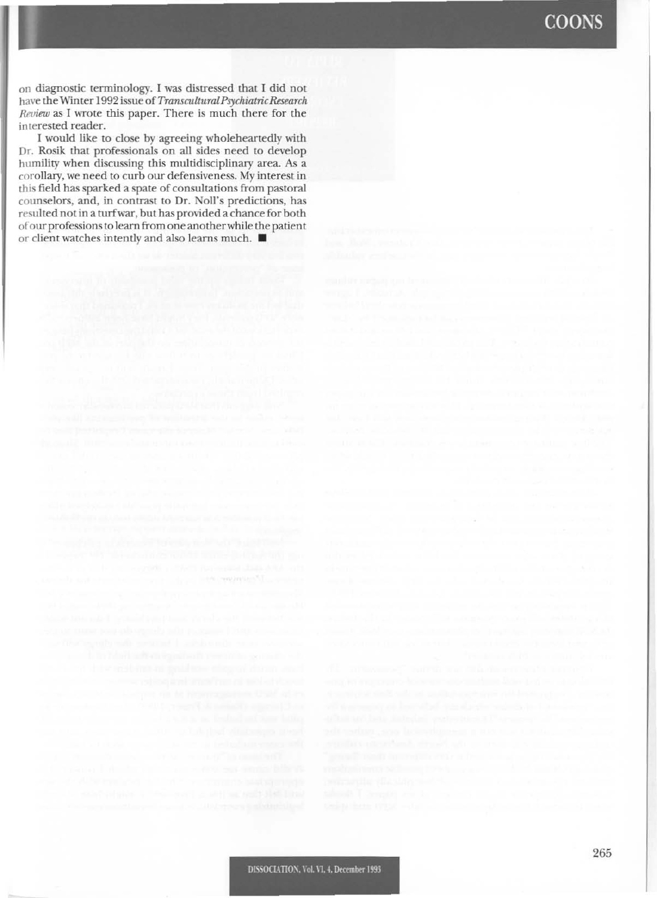on diagnostic terminology. I was distressed that I did not have the Winter 1992 issue of *Transcultural Psychiatric Research Review* as I wrote this paper. There is much there for the interested reader.

I would like to close by agreeing wholeheartedly with Dr. Rosik that professionals on all sides need to develop humility when discussing this multidisciplinary area. As a corollary, we need to curb our defensiveness. My interest in this field has sparked a spate of consultations from pastoral counselors, and, in contrast to Dr. Noll's predictions, has resulted not in a turf war, but has provided a chance for both of our professions to learn from one another while the patient or client watches intently and also learns much. ■